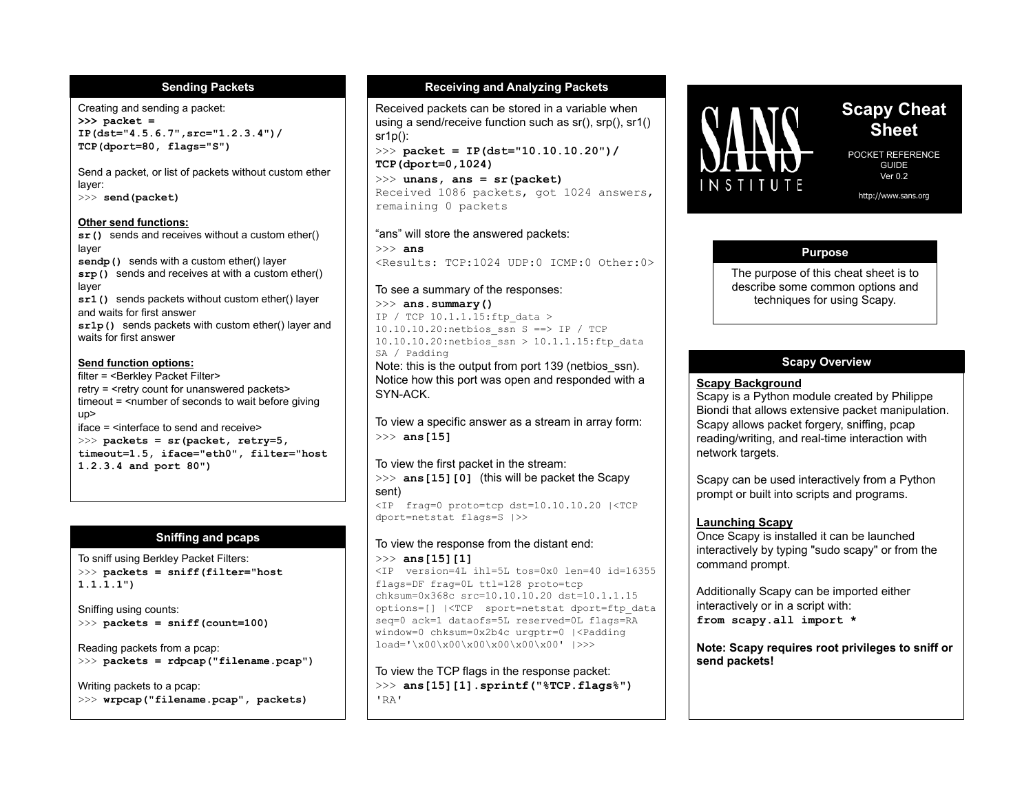# Scapy Cheat Sheet

POCKET REFERENCE GUIDE
Ver 0.2

http://www.sans.org

SANS INSTITUTE

## Purpose

The purpose of this cheat sheet is to describe some common options and techniques for using Scapy.

## Scapy Overview

**Scapy Background**

Scapy is a Python module created by Philippe Biondi that allows extensive packet manipulation. Scapy allows packet forgery, sniffing, pcap reading/writing, and real-time interaction with network targets.

Scapy can be used interactively from a Python prompt or built into scripts and programs.

**Launching Scapy**

Once Scapy is installed it can be launched interactively by typing "sudo scapy" or from the command prompt.

Additionally Scapy can be imported either interactively or in a script with:

```
from scapy.all import *
```

**Note: Scapy requires root privileges to sniff or send packets!**

## Sending Packets

Creating and sending a packet:

```
>>> packet = IP(dst="4.5.6.7",src="1.2.3.4")/TCP(dport=80, flags="S")
```

Send a packet, or list of packets without custom ether layer:

```
>>> send(packet)
```

**Other send functions:**

**`sr()`** sends and receives without a custom ether() layer
**`sendp()`** sends with a custom ether() layer
**`srp()`** sends and receives at with a custom ether() layer
**`sr1()`** sends packets without custom ether() layer and waits for first answer
**`sr1p()`** sends packets with custom ether() layer and waits for first answer

**Send function options:**

filter = <Berkley Packet Filter>
retry = <retry count for unanswered packets>
timeout = <number of seconds to wait before giving up>
iface = <interface to send and receive>

```
>>> packets = sr(packet, retry=5, timeout=1.5, iface="eth0", filter="host 1.2.3.4 and port 80")
```

## Sniffing and pcaps

To sniff using Berkley Packet Filters:

```
>>> packets = sniff(filter="host 1.1.1.1")
```

Sniffing using counts:

```
>>> packets = sniff(count=100)
```

Reading packets from a pcap:

```
>>> packets = rdpcap("filename.pcap")
```

Writing packets to a pcap:

```
>>> wrpcap("filename.pcap", packets)
```

## Receiving and Analyzing Packets

Received packets can be stored in a variable when using a send/receive function such as sr(), srp(), sr1() sr1p():

```
>>> packet = IP(dst="10.10.10.20")/TCP(dport=0,1024)
>>> unans, ans = sr(packet)
Received 1086 packets, got 1024 answers, remaining 0 packets
```

"ans" will store the answered packets:

```
>>> ans
<Results: TCP:1024 UDP:0 ICMP:0 Other:0>
```

To see a summary of the responses:

```
>>> ans.summary()
IP / TCP 10.1.1.15:ftp_data > 10.10.10.20:netbios_ssn S ==> IP / TCP 10.10.10.20:netbios_ssn > 10.1.1.15:ftp_data SA / Padding
```

Note: this is the output from port 139 (netbios_ssn). Notice how this port was open and responded with a SYN-ACK.

To view a specific answer as a stream in array form:

```
>>> ans[15]
```

To view the first packet in the stream:

```
>>> ans[15][0]
```

(this will be packet the Scapy sent)

```
<IP  frag=0 proto=tcp dst=10.10.10.20 |<TCP dport=netstat flags=S |>>
```

To view the response from the distant end:

```
>>> ans[15][1]
<IP  version=4L ihl=5L tos=0x0 len=40 id=16355 flags=DF frag=0L ttl=128 proto=tcp chksum=0x368c src=10.10.10.20 dst=10.1.1.15 options=[] |<TCP  sport=netstat dport=ftp_data seq=0 ack=1 dataofs=5L reserved=0L flags=RA window=0 chksum=0x2b4c urgptr=0 |<Padding load='\x00\x00\x00\x00\x00\x00' |>>>
```

To view the TCP flags in the response packet:

```
>>> ans[15][1].sprintf("%TCP.flags%")
'RA'
```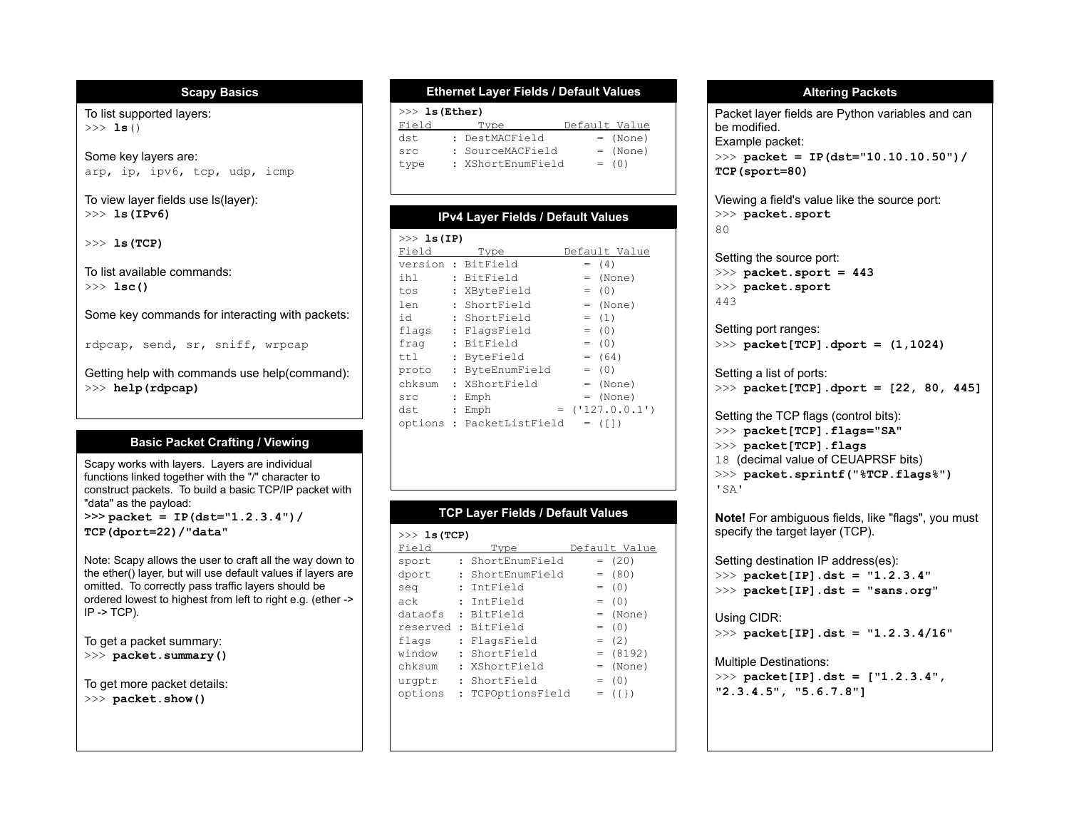## Scapy Basics

To list supported layers:

```
>>> ls()
```

Some key layers are:

```
arp, ip, ipv6, tcp, udp, icmp
```

To view layer fields use ls(layer):

```
>>> ls(IPv6)

>>> ls(TCP)
```

To list available commands:

```
>>> lsc()
```

Some key commands for interacting with packets:

```
rdpcap, send, sr, sniff, wrpcap
```

Getting help with commands use help(command):

```
>>> help(rdpcap)
```

## Basic Packet Crafting / Viewing

Scapy works with layers. Layers are individual functions linked together with the "/" character to construct packets. To build a basic TCP/IP packet with "data" as the payload:

```
>>> packet = IP(dst="1.2.3.4")/
TCP(dport=22)/"data"
```

Note: Scapy allows the user to craft all the way down to the ether() layer, but will use default values if layers are omitted. To correctly pass traffic layers should be ordered lowest to highest from left to right e.g. (ether -> IP -> TCP).

To get a packet summary:

```
>>> packet.summary()
```

To get more packet details:

```
>>> packet.show()
```

## Ethernet Layer Fields / Default Values

```
>>> ls(Ether)
Field      Type              Default Value
dst      : DestMACField        = (None)
src      : SourceMACField      = (None)
type     : XShortEnumField     = (0)
```

## IPv4 Layer Fields / Default Values

```
>>> ls(IP)
Field      Type              Default Value
version : BitField            = (4)
ihl     : BitField            = (None)
tos     : XByteField          = (0)
len     : ShortField          = (None)
id      : ShortField          = (1)
flags   : FlagsField          = (0)
frag    : BitField            = (0)
ttl     : ByteField           = (64)
proto   : ByteEnumField       = (0)
chksum  : XShortField         = (None)
src     : Emph                = (None)
dst     : Emph            = ('127.0.0.1')
options : PacketListField   = ([])
```

## TCP Layer Fields / Default Values

```
>>> ls(TCP)
Field          Type            Default Value
sport    : ShortEnumField     = (20)
dport    : ShortEnumField     = (80)
seq      : IntField           = (0)
ack      : IntField           = (0)
dataofs  : BitField           = (None)
reserved : BitField           = (0)
flags    : FlagsField         = (2)
window   : ShortField         = (8192)
chksum   : XShortField        = (None)
urgptr   : ShortField         = (0)
options  : TCPOptionsField    = ({})
```

## Altering Packets

Packet layer fields are Python variables and can be modified.

Example packet:

```
>>> packet = IP(dst="10.10.10.50")/
TCP(sport=80)
```

Viewing a field's value like the source port:

```
>>> packet.sport
80
```

Setting the source port:

```
>>> packet.sport = 443
>>> packet.sport
443
```

Setting port ranges:

```
>>> packet[TCP].dport = (1,1024)
```

Setting a list of ports:

```
>>> packet[TCP].dport = [22, 80, 445]
```

Setting the TCP flags (control bits):

```
>>> packet[TCP].flags="SA"
>>> packet[TCP].flags
18  (decimal value of CEUAPRSF bits)
>>> packet.sprintf("%TCP.flags%")
'SA'
```

**Note!** For ambiguous fields, like "flags", you must specify the target layer (TCP).

Setting destination IP address(es):

```
>>> packet[IP].dst = "1.2.3.4"
>>> packet[IP].dst = "sans.org"
```

Using CIDR:

```
>>> packet[IP].dst = "1.2.3.4/16"
```

Multiple Destinations:

```
>>> packet[IP].dst = ["1.2.3.4",
"2.3.4.5", "5.6.7.8"]
```